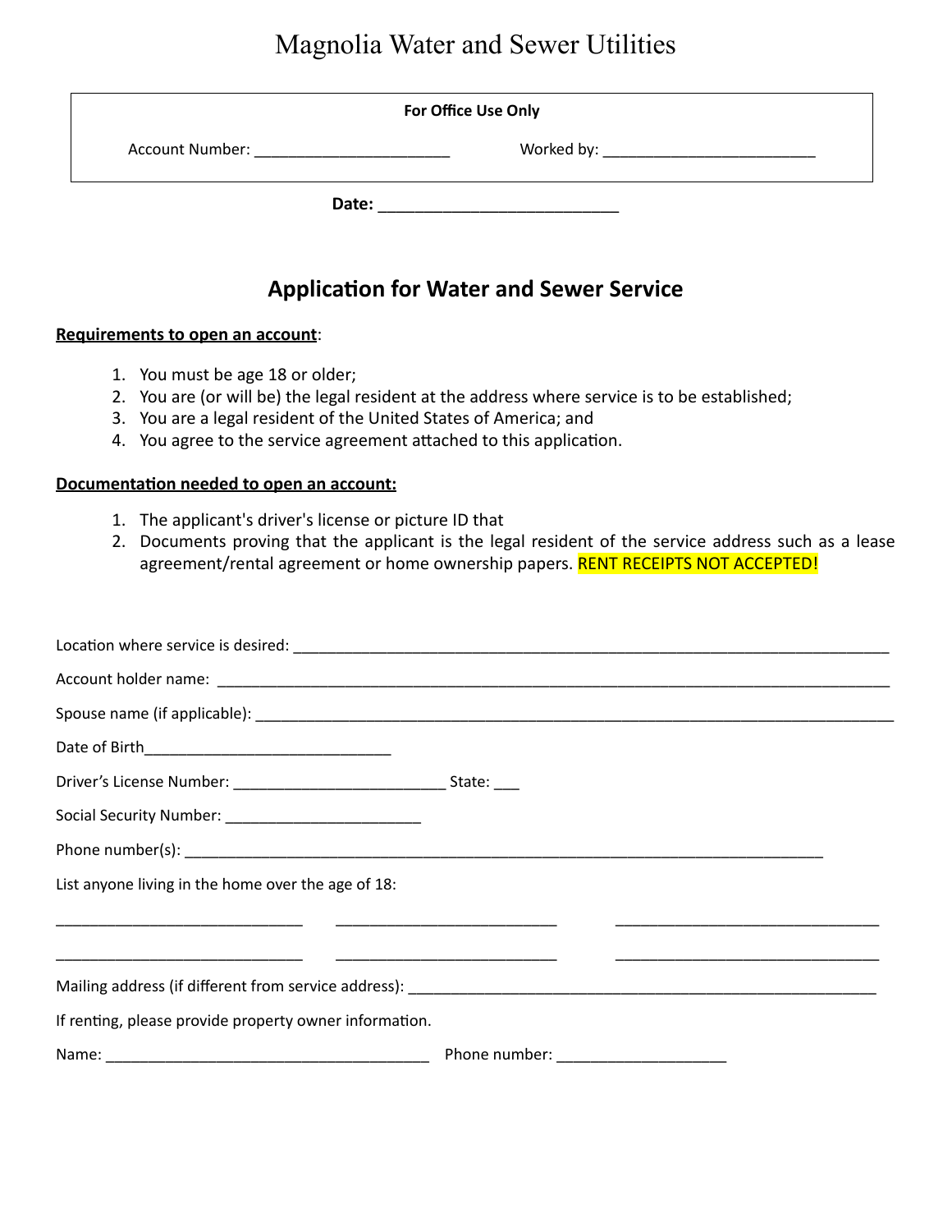# Magnolia Water and Sewer Utilities

**For Office Use Only**

Account Number: ______________________ Worked by: ________________________

**Date:** ___________________________

## Application for Water and Sewer Service

**Requirements to open an account**:

1. You must be age 18 or older;
2. You are (or will be) the legal resident at the address where service is to be established;
3. You are a legal resident of the United States of America; and
4. You agree to the service agreement attached to this application.

**Documentation needed to open an account:**

1. The applicant's driver's license or picture ID that
2. Documents proving that the applicant is the legal resident of the service address such as a lease agreement/rental agreement or home ownership papers. RENT RECEIPTS NOT ACCEPTED!

Location where service is desired: ______________________________________________________________________

Account holder name: ____________________________________________________________________________

Spouse name (if applicable): _________________________________________________________________________

Date of Birth_____________________________

Driver's License Number: _________________________ State: ___

Social Security Number: _______________________

Phone number(s): ___________________________________________________________________________

List anyone living in the home over the age of 18:

_____________________________ __________________________ _______________________________

_____________________________ __________________________ _______________________________

Mailing address (if different from service address): _______________________________________________________

If renting, please provide property owner information.

Name: ______________________________________ Phone number: ____________________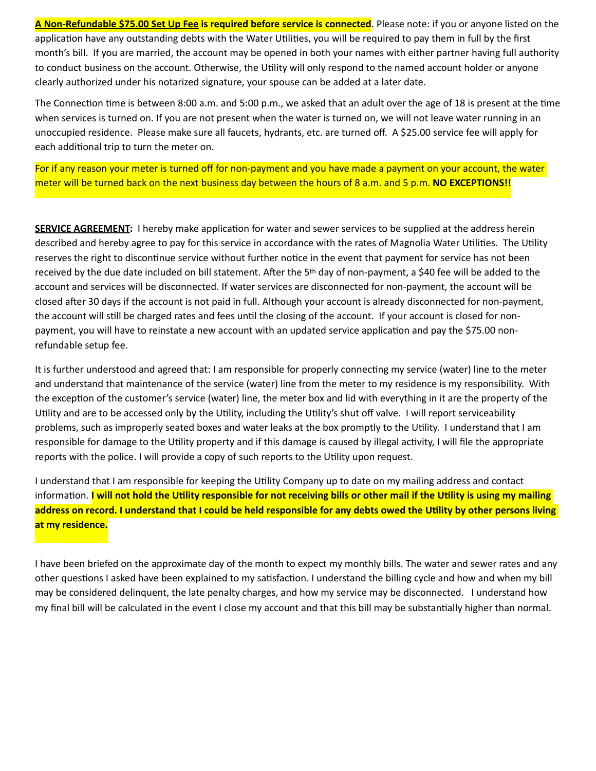**A Non-Refundable $75.00 Set Up Fee is required before service is connected**. Please note: if you or anyone listed on the application have any outstanding debts with the Water Utilities, you will be required to pay them in full by the first month's bill. If you are married, the account may be opened in both your names with either partner having full authority to conduct business on the account. Otherwise, the Utility will only respond to the named account holder or anyone clearly authorized under his notarized signature, your spouse can be added at a later date.

The Connection time is between 8:00 a.m. and 5:00 p.m., we asked that an adult over the age of 18 is present at the time when services is turned on. If you are not present when the water is turned on, we will not leave water running in an unoccupied residence. Please make sure all faucets, hydrants, etc. are turned off. A $25.00 service fee will apply for each additional trip to turn the meter on.

For if any reason your meter is turned off for non-payment and you have made a payment on your account, the water meter will be turned back on the next business day between the hours of 8 a.m. and 5 p.m. **NO EXCEPTIONS!!**

**SERVICE AGREEMENT:** I hereby make application for water and sewer services to be supplied at the address herein described and hereby agree to pay for this service in accordance with the rates of Magnolia Water Utilities. The Utility reserves the right to discontinue service without further notice in the event that payment for service has not been received by the due date included on bill statement. After the 5th day of non-payment, a $40 fee will be added to the account and services will be disconnected. If water services are disconnected for non-payment, the account will be closed after 30 days if the account is not paid in full. Although your account is already disconnected for non-payment, the account will still be charged rates and fees until the closing of the account. If your account is closed for non-payment, you will have to reinstate a new account with an updated service application and pay the $75.00 non-refundable setup fee.

It is further understood and agreed that: I am responsible for properly connecting my service (water) line to the meter and understand that maintenance of the service (water) line from the meter to my residence is my responsibility. With the exception of the customer's service (water) line, the meter box and lid with everything in it are the property of the Utility and are to be accessed only by the Utility, including the Utility's shut off valve. I will report serviceability problems, such as improperly seated boxes and water leaks at the box promptly to the Utility. I understand that I am responsible for damage to the Utility property and if this damage is caused by illegal activity, I will file the appropriate reports with the police. I will provide a copy of such reports to the Utility upon request.

I understand that I am responsible for keeping the Utility Company up to date on my mailing address and contact information. **I will not hold the Utility responsible for not receiving bills or other mail if the Utility is using my mailing address on record. I understand that I could be held responsible for any debts owed the Utility by other persons living at my residence.**

I have been briefed on the approximate day of the month to expect my monthly bills. The water and sewer rates and any other questions I asked have been explained to my satisfaction. I understand the billing cycle and how and when my bill may be considered delinquent, the late penalty charges, and how my service may be disconnected. I understand how my final bill will be calculated in the event I close my account and that this bill may be substantially higher than normal.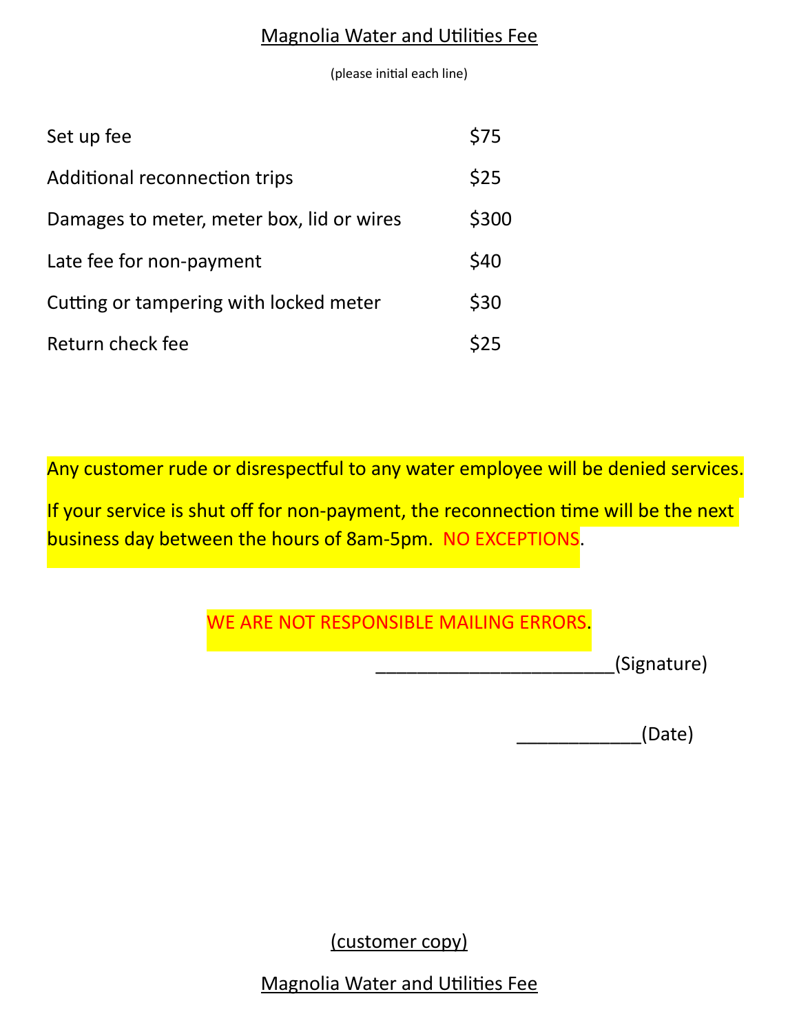Magnolia Water and Utilities Fee

(please initial each line)

| | |
|---|---|
| Set up fee | $75 |
| Additional reconnection trips | $25 |
| Damages to meter, meter box, lid or wires | $300 |
| Late fee for non-payment | $40 |
| Cutting or tampering with locked meter | $30 |
| Return check fee | $25 |

Any customer rude or disrespectful to any water employee will be denied services.

If your service is shut off for non-payment, the reconnection time will be the next business day between the hours of 8am-5pm. NO EXCEPTIONS.

WE ARE NOT RESPONSIBLE MAILING ERRORS.

______________________(Signature)

___________(Date)

(customer copy)

Magnolia Water and Utilities Fee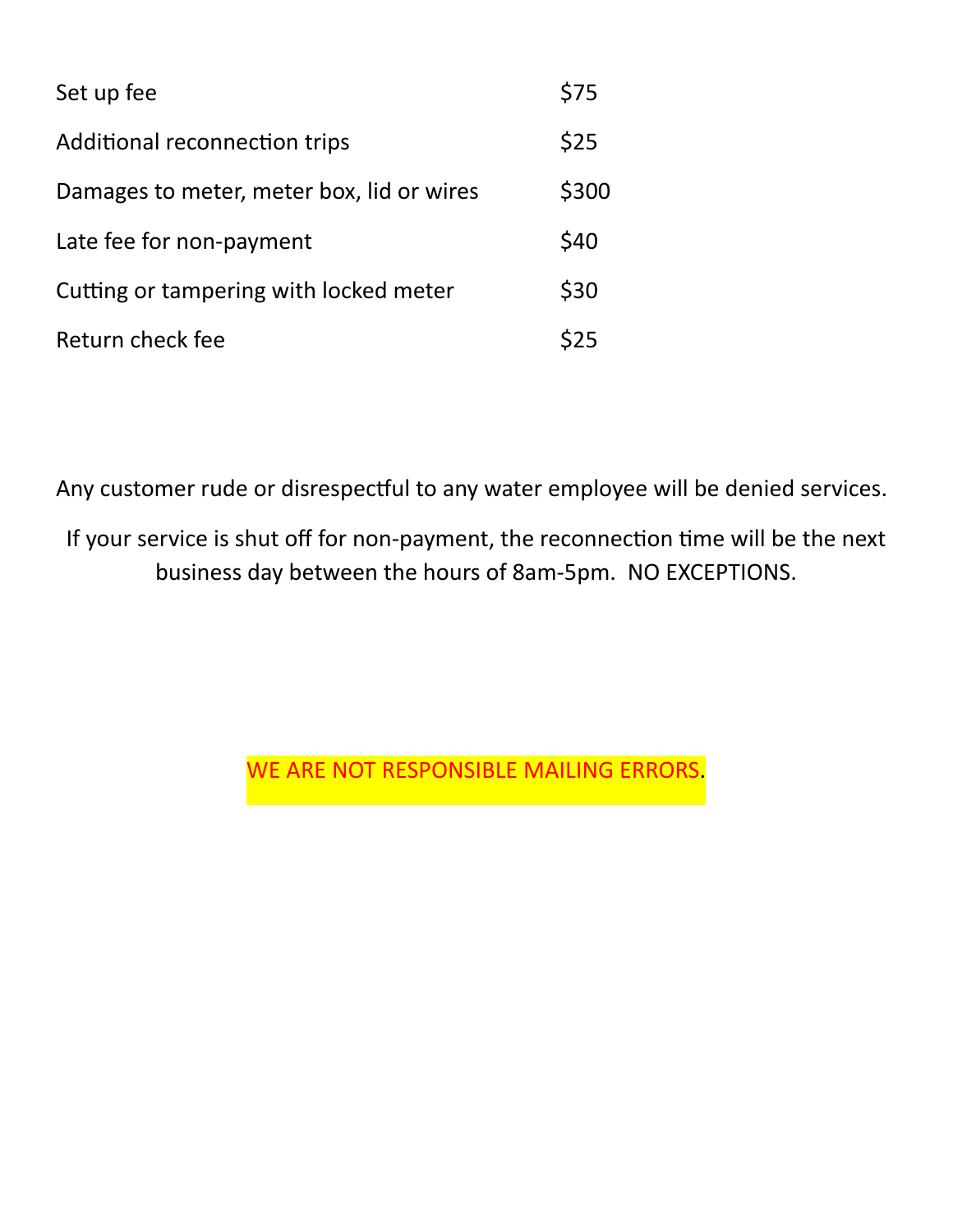| | |
|---|---|
| Set up fee | $75 |
| Additional reconnection trips | $25 |
| Damages to meter, meter box, lid or wires | $300 |
| Late fee for non-payment | $40 |
| Cutting or tampering with locked meter | $30 |
| Return check fee | $25 |

Any customer rude or disrespectful to any water employee will be denied services.

If your service is shut off for non-payment, the reconnection time will be the next business day between the hours of 8am-5pm. NO EXCEPTIONS.

**WE ARE NOT RESPONSIBLE MAILING ERRORS**.